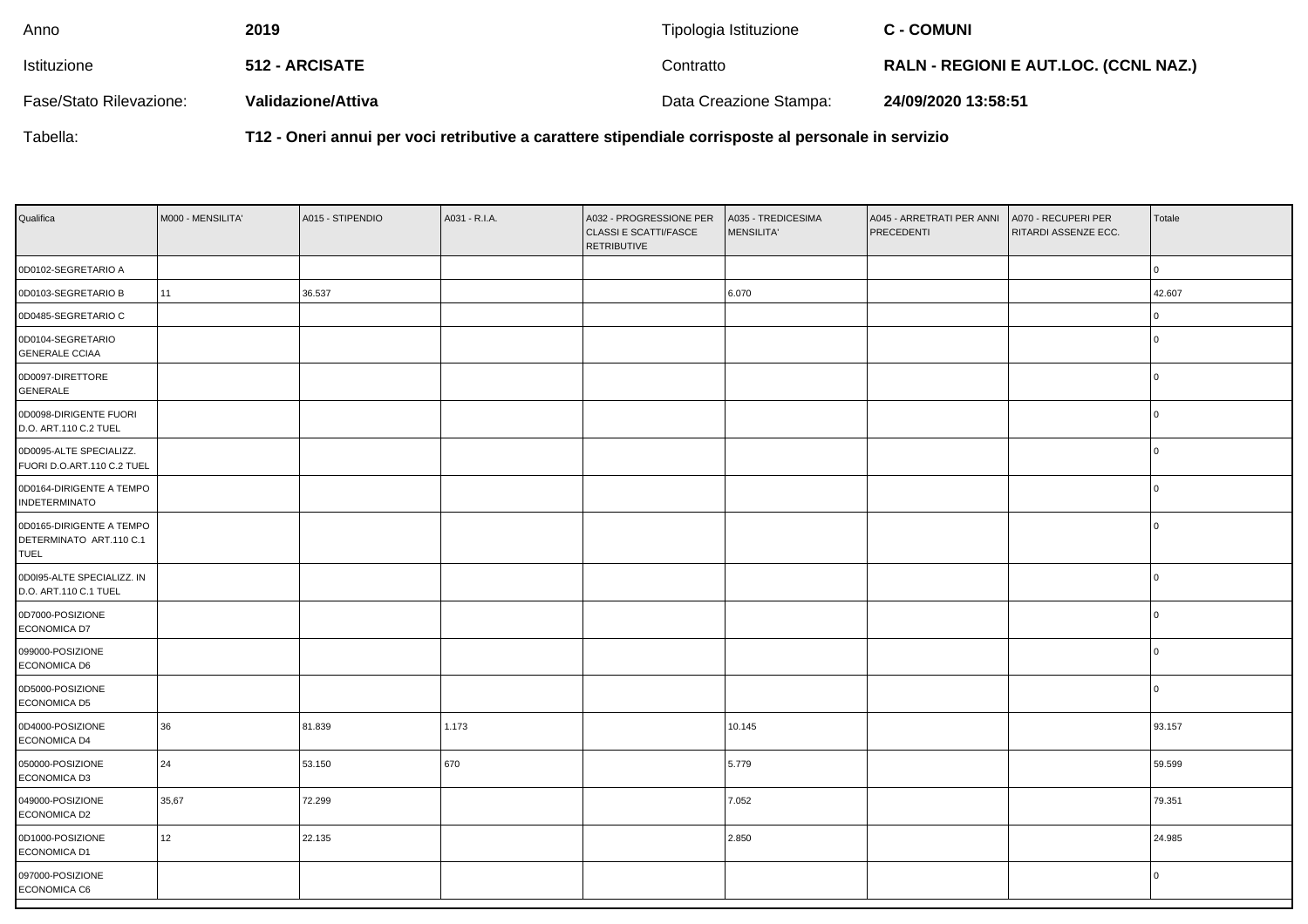| | | | |
|---|---|---|---|
| Anno | **2019** | Tipologia Istituzione | **C - COMUNI** |
| Istituzione | **512 - ARCISATE** | Contratto | **RALN - REGIONI E AUT.LOC. (CCNL NAZ.)** |
| Fase/Stato Rilevazione: | **Validazione/Attiva** | Data Creazione Stampa: | **24/09/2020 13:58:51** |

Tabella: **T12 - Oneri annui per voci retributive a carattere stipendiale corrisposte al personale in servizio**

| Qualifica | M000 - MENSILITA' | A015 - STIPENDIO | A031 - R.I.A. | A032 - PROGRESSIONE PER CLASSI E SCATTI/FASCE RETRIBUTIVE | A035 - TREDICESIMA MENSILITA' | A045 - ARRETRATI PER ANNI PRECEDENTI | A070 - RECUPERI PER RITARDI ASSENZE ECC. | Totale |
|---|---|---|---|---|---|---|---|---|
| 0D0102-SEGRETARIO A | | | | | | | | 0 |
| 0D0103-SEGRETARIO B | 11 | 36.537 | | | 6.070 | | | 42.607 |
| 0D0485-SEGRETARIO C | | | | | | | | 0 |
| 0D0104-SEGRETARIO GENERALE CCIAA | | | | | | | | 0 |
| 0D0097-DIRETTORE GENERALE | | | | | | | | 0 |
| 0D0098-DIRIGENTE FUORI D.O. ART.110 C.2 TUEL | | | | | | | | 0 |
| 0D0095-ALTE SPECIALIZZ. FUORI D.O.ART.110 C.2 TUEL | | | | | | | | 0 |
| 0D0164-DIRIGENTE A TEMPO INDETERMINATO | | | | | | | | 0 |
| 0D0165-DIRIGENTE A TEMPO DETERMINATO ART.110 C.1 TUEL | | | | | | | | 0 |
| 0D0I95-ALTE SPECIALIZZ. IN D.O. ART.110 C.1 TUEL | | | | | | | | 0 |
| 0D7000-POSIZIONE ECONOMICA D7 | | | | | | | | 0 |
| 099000-POSIZIONE ECONOMICA D6 | | | | | | | | 0 |
| 0D5000-POSIZIONE ECONOMICA D5 | | | | | | | | 0 |
| 0D4000-POSIZIONE ECONOMICA D4 | 36 | 81.839 | 1.173 | | 10.145 | | | 93.157 |
| 050000-POSIZIONE ECONOMICA D3 | 24 | 53.150 | 670 | | 5.779 | | | 59.599 |
| 049000-POSIZIONE ECONOMICA D2 | 35,67 | 72.299 | | | 7.052 | | | 79.351 |
| 0D1000-POSIZIONE ECONOMICA D1 | 12 | 22.135 | | | 2.850 | | | 24.985 |
| 097000-POSIZIONE ECONOMICA C6 | | | | | | | | 0 |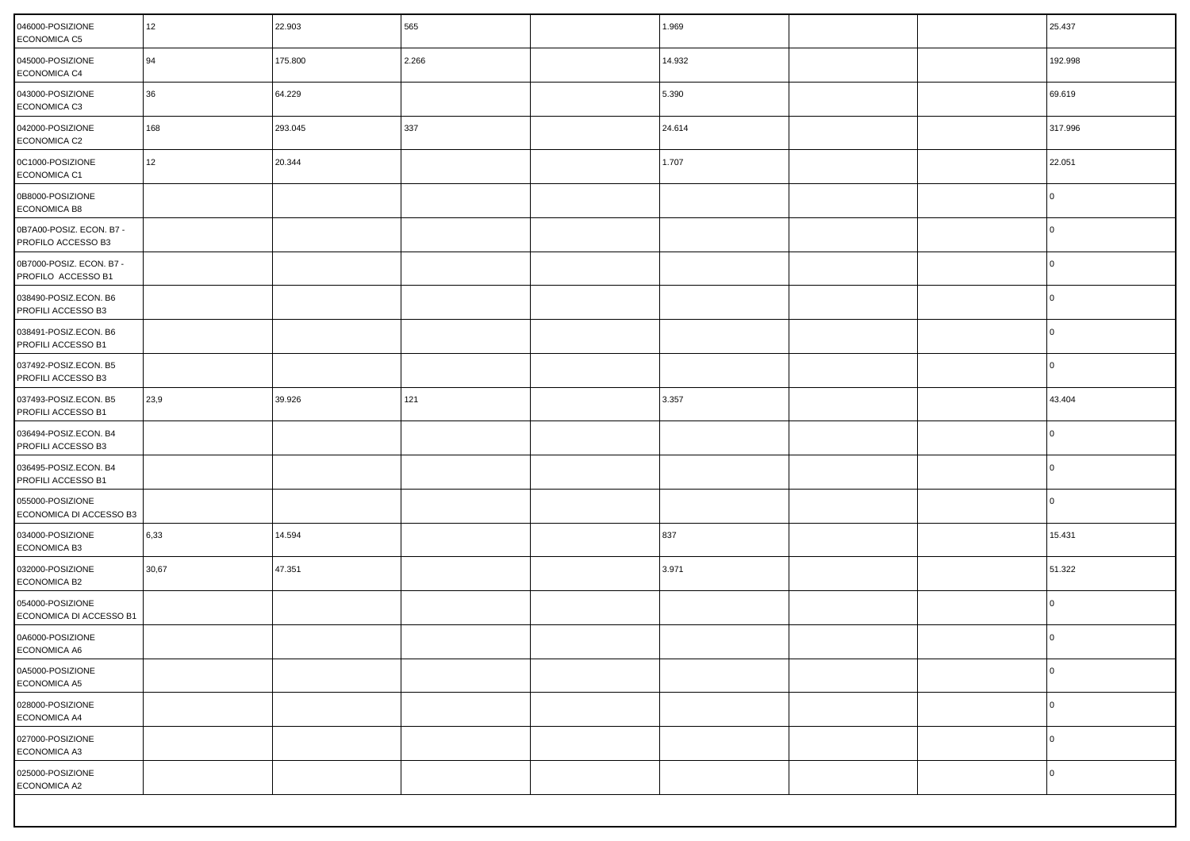| | | | | | | | | |
|---|---|---|---|---|---|---|---|---|
| 046000-POSIZIONE ECONOMICA C5 | 12 | 22.903 | 565 | | 1.969 | | | 25.437 |
| 045000-POSIZIONE ECONOMICA C4 | 94 | 175.800 | 2.266 | | 14.932 | | | 192.998 |
| 043000-POSIZIONE ECONOMICA C3 | 36 | 64.229 | | | 5.390 | | | 69.619 |
| 042000-POSIZIONE ECONOMICA C2 | 168 | 293.045 | 337 | | 24.614 | | | 317.996 |
| 0C1000-POSIZIONE ECONOMICA C1 | 12 | 20.344 | | | 1.707 | | | 22.051 |
| 0B8000-POSIZIONE ECONOMICA B8 | | | | | | | | 0 |
| 0B7A00-POSIZ. ECON. B7 - PROFILO ACCESSO B3 | | | | | | | | 0 |
| 0B7000-POSIZ. ECON. B7 - PROFILO ACCESSO B1 | | | | | | | | 0 |
| 038490-POSIZ.ECON. B6 PROFILI ACCESSO B3 | | | | | | | | 0 |
| 038491-POSIZ.ECON. B6 PROFILI ACCESSO B1 | | | | | | | | 0 |
| 037492-POSIZ.ECON. B5 PROFILI ACCESSO B3 | | | | | | | | 0 |
| 037493-POSIZ.ECON. B5 PROFILI ACCESSO B1 | 23,9 | 39.926 | 121 | | 3.357 | | | 43.404 |
| 036494-POSIZ.ECON. B4 PROFILI ACCESSO B3 | | | | | | | | 0 |
| 036495-POSIZ.ECON. B4 PROFILI ACCESSO B1 | | | | | | | | 0 |
| 055000-POSIZIONE ECONOMICA DI ACCESSO B3 | | | | | | | | 0 |
| 034000-POSIZIONE ECONOMICA B3 | 6,33 | 14.594 | | | 837 | | | 15.431 |
| 032000-POSIZIONE ECONOMICA B2 | 30,67 | 47.351 | | | 3.971 | | | 51.322 |
| 054000-POSIZIONE ECONOMICA DI ACCESSO B1 | | | | | | | | 0 |
| 0A6000-POSIZIONE ECONOMICA A6 | | | | | | | | 0 |
| 0A5000-POSIZIONE ECONOMICA A5 | | | | | | | | 0 |
| 028000-POSIZIONE ECONOMICA A4 | | | | | | | | 0 |
| 027000-POSIZIONE ECONOMICA A3 | | | | | | | | 0 |
| 025000-POSIZIONE ECONOMICA A2 | | | | | | | | 0 |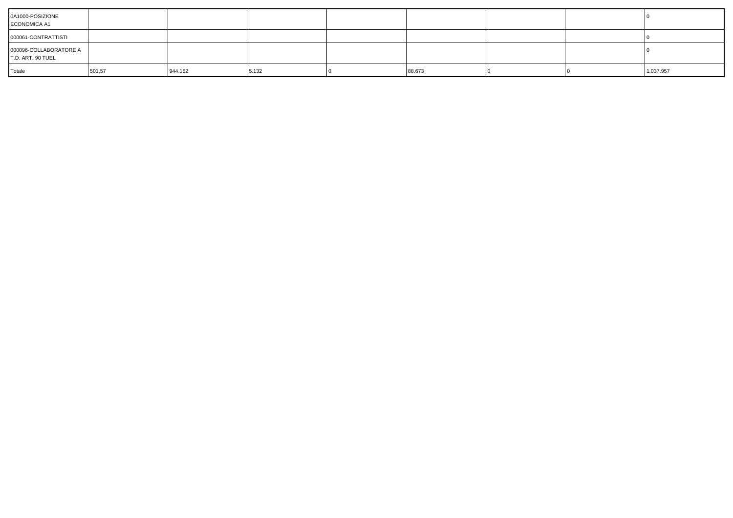| | | | | | | | | |
|---|---|---|---|---|---|---|---|---|
| 0A1000-POSIZIONE ECONOMICA A1 | | | | | | | | 0 |
| 000061-CONTRATTISTI | | | | | | | | 0 |
| 000096-COLLABORATORE A T.D. ART. 90 TUEL | | | | | | | | 0 |
| Totale | 501,57 | 944.152 | 5.132 | 0 | 88.673 | 0 | 0 | 1.037.957 |